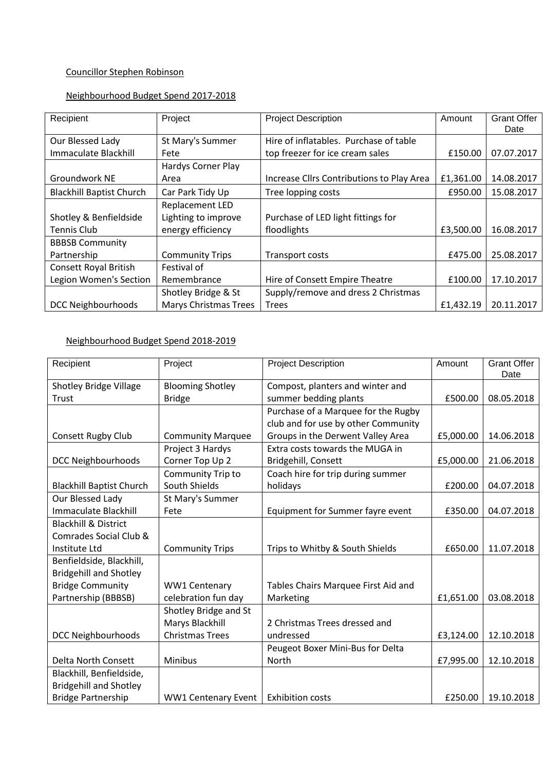Councillor Stephen Robinson

Neighbourhood Budget Spend 2017-2018

| Recipient | Project | Project Description | Amount | Grant Offer Date |
|---|---|---|---|---|
| Our Blessed Lady Immaculate Blackhill | St Mary's Summer Fete | Hire of inflatables. Purchase of table top freezer for ice cream sales | £150.00 | 07.07.2017 |
| Groundwork NE | Hardys Corner Play Area | Increase Cllrs Contributions to Play Area | £1,361.00 | 14.08.2017 |
| Blackhill Baptist Church | Car Park Tidy Up | Tree lopping costs | £950.00 | 15.08.2017 |
| Shotley & Benfieldside Tennis Club | Replacement LED Lighting to improve energy efficiency | Purchase of LED light fittings for floodlights | £3,500.00 | 16.08.2017 |
| BBBSB Community Partnership | Community Trips | Transport costs | £475.00 | 25.08.2017 |
| Consett Royal British Legion Women's Section | Festival of Remembrance | Hire of Consett Empire Theatre | £100.00 | 17.10.2017 |
| DCC Neighbourhoods | Shotley Bridge & St Marys Christmas Trees | Supply/remove and dress 2 Christmas Trees | £1,432.19 | 20.11.2017 |

Neighbourhood Budget Spend 2018-2019

| Recipient | Project | Project Description | Amount | Grant Offer Date |
|---|---|---|---|---|
| Shotley Bridge Village Trust | Blooming Shotley Bridge | Compost, planters and winter and summer bedding plants | £500.00 | 08.05.2018 |
| Consett Rugby Club | Community Marquee | Purchase of a Marquee for the Rugby club and for use by other Community Groups in the Derwent Valley Area | £5,000.00 | 14.06.2018 |
| DCC Neighbourhoods | Project 3 Hardys Corner Top Up 2 | Extra costs towards the MUGA in Bridgehill, Consett | £5,000.00 | 21.06.2018 |
| Blackhill Baptist Church | Community Trip to South Shields | Coach hire for trip during summer holidays | £200.00 | 04.07.2018 |
| Our Blessed Lady Immaculate Blackhill | St Mary's Summer Fete | Equipment for Summer fayre event | £350.00 | 04.07.2018 |
| Blackhill & District Comrades Social Club & Institute Ltd | Community Trips | Trips to Whitby & South Shields | £650.00 | 11.07.2018 |
| Benfieldside, Blackhill, Bridgehill and Shotley Bridge Community Partnership (BBBSB) | WW1 Centenary celebration fun day | Tables Chairs Marquee First Aid and Marketing | £1,651.00 | 03.08.2018 |
| DCC Neighbourhoods | Shotley Bridge and St Marys Blackhill Christmas Trees | 2 Christmas Trees dressed and undressed | £3,124.00 | 12.10.2018 |
| Delta North Consett | Minibus | Peugeot Boxer Mini-Bus for Delta North | £7,995.00 | 12.10.2018 |
| Blackhill, Benfieldside, Bridgehill and Shotley Bridge Partnership | WW1 Centenary Event | Exhibition costs | £250.00 | 19.10.2018 |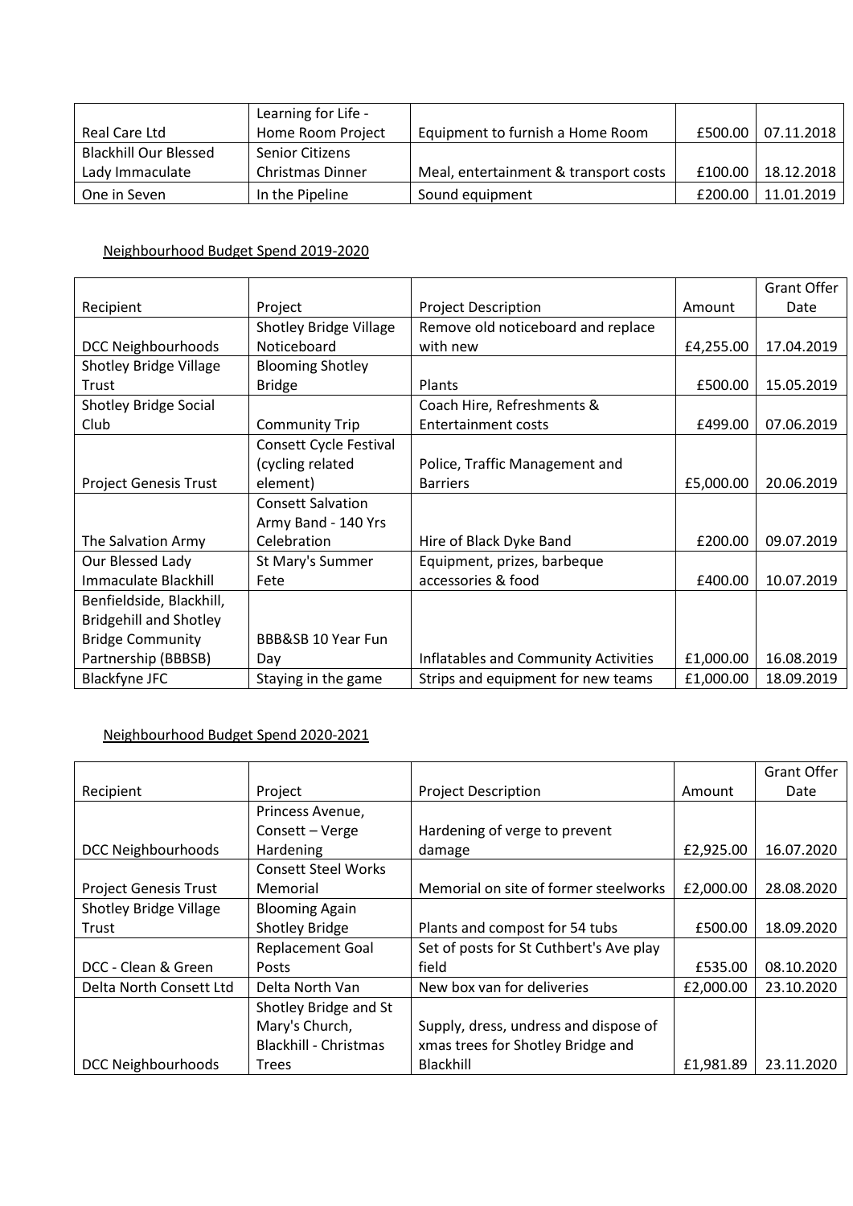| | | | | |
|---|---|---|---|---|
| Real Care Ltd | Learning for Life - Home Room Project | Equipment to furnish a Home Room | £500.00 | 07.11.2018 |
| Blackhill Our Blessed Lady Immaculate | Senior Citizens Christmas Dinner | Meal, entertainment & transport costs | £100.00 | 18.12.2018 |
| One in Seven | In the Pipeline | Sound equipment | £200.00 | 11.01.2019 |

<u>Neighbourhood Budget Spend 2019-2020</u>

| Recipient | Project | Project Description | Amount | Grant Offer Date |
|---|---|---|---|---|
| DCC Neighbourhoods | Shotley Bridge Village Noticeboard | Remove old noticeboard and replace with new | £4,255.00 | 17.04.2019 |
| Shotley Bridge Village Trust | Blooming Shotley Bridge | Plants | £500.00 | 15.05.2019 |
| Shotley Bridge Social Club | Community Trip | Coach Hire, Refreshments & Entertainment costs | £499.00 | 07.06.2019 |
| Project Genesis Trust | Consett Cycle Festival (cycling related element) | Police, Traffic Management and Barriers | £5,000.00 | 20.06.2019 |
| The Salvation Army | Consett Salvation Army Band - 140 Yrs Celebration | Hire of Black Dyke Band | £200.00 | 09.07.2019 |
| Our Blessed Lady Immaculate Blackhill | St Mary's Summer Fete | Equipment, prizes, barbeque accessories & food | £400.00 | 10.07.2019 |
| Benfieldside, Blackhill, Bridgehill and Shotley Bridge Community Partnership (BBBSB) | BBB&SB 10 Year Fun Day | Inflatables and Community Activities | £1,000.00 | 16.08.2019 |
| Blackfyne JFC | Staying in the game | Strips and equipment for new teams | £1,000.00 | 18.09.2019 |

<u>Neighbourhood Budget Spend 2020-2021</u>

| Recipient | Project | Project Description | Amount | Grant Offer Date |
|---|---|---|---|---|
| DCC Neighbourhoods | Princess Avenue, Consett – Verge Hardening | Hardening of verge to prevent damage | £2,925.00 | 16.07.2020 |
| Project Genesis Trust | Consett Steel Works Memorial | Memorial on site of former steelworks | £2,000.00 | 28.08.2020 |
| Shotley Bridge Village Trust | Blooming Again Shotley Bridge | Plants and compost for 54 tubs | £500.00 | 18.09.2020 |
| DCC - Clean & Green | Replacement Goal Posts | Set of posts for St Cuthbert's Ave play field | £535.00 | 08.10.2020 |
| Delta North Consett Ltd | Delta North Van | New box van for deliveries | £2,000.00 | 23.10.2020 |
| DCC Neighbourhoods | Shotley Bridge and St Mary's Church, Blackhill - Christmas Trees | Supply, dress, undress and dispose of xmas trees for Shotley Bridge and Blackhill | £1,981.89 | 23.11.2020 |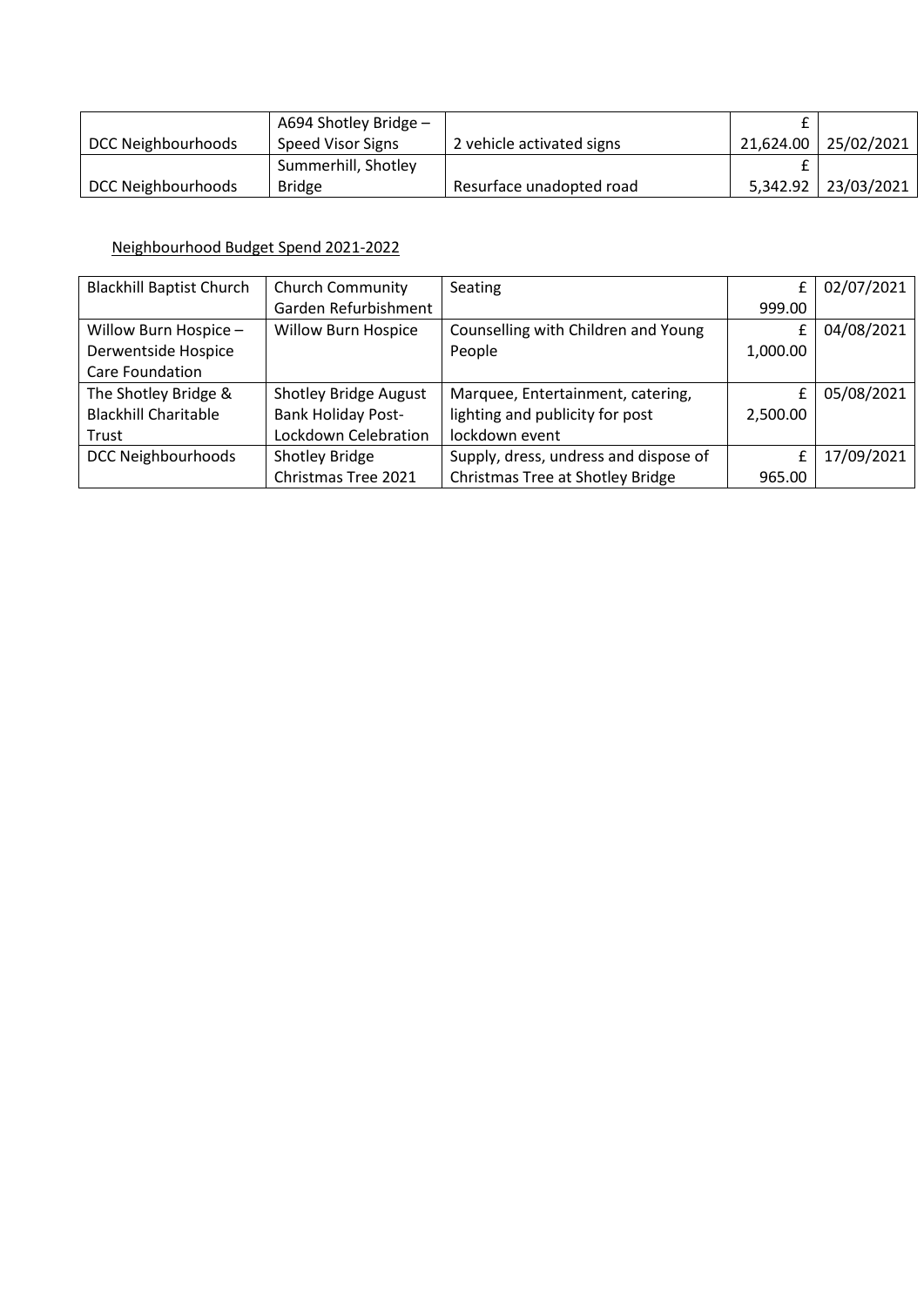| | | | | |
|---|---|---|---|---|
| DCC Neighbourhoods | A694 Shotley Bridge – Speed Visor Signs | 2 vehicle activated signs | £ 21,624.00 | 25/02/2021 |
| DCC Neighbourhoods | Summerhill, Shotley Bridge | Resurface unadopted road | £ 5,342.92 | 23/03/2021 |

Neighbourhood Budget Spend 2021-2022

| | | | | |
|---|---|---|---|---|
| Blackhill Baptist Church | Church Community Garden Refurbishment | Seating | £ 999.00 | 02/07/2021 |
| Willow Burn Hospice – Derwentside Hospice Care Foundation | Willow Burn Hospice | Counselling with Children and Young People | £ 1,000.00 | 04/08/2021 |
| The Shotley Bridge & Blackhill Charitable Trust | Shotley Bridge August Bank Holiday Post-Lockdown Celebration | Marquee, Entertainment, catering, lighting and publicity for post lockdown event | £ 2,500.00 | 05/08/2021 |
| DCC Neighbourhoods | Shotley Bridge Christmas Tree 2021 | Supply, dress, undress and dispose of Christmas Tree at Shotley Bridge | £ 965.00 | 17/09/2021 |